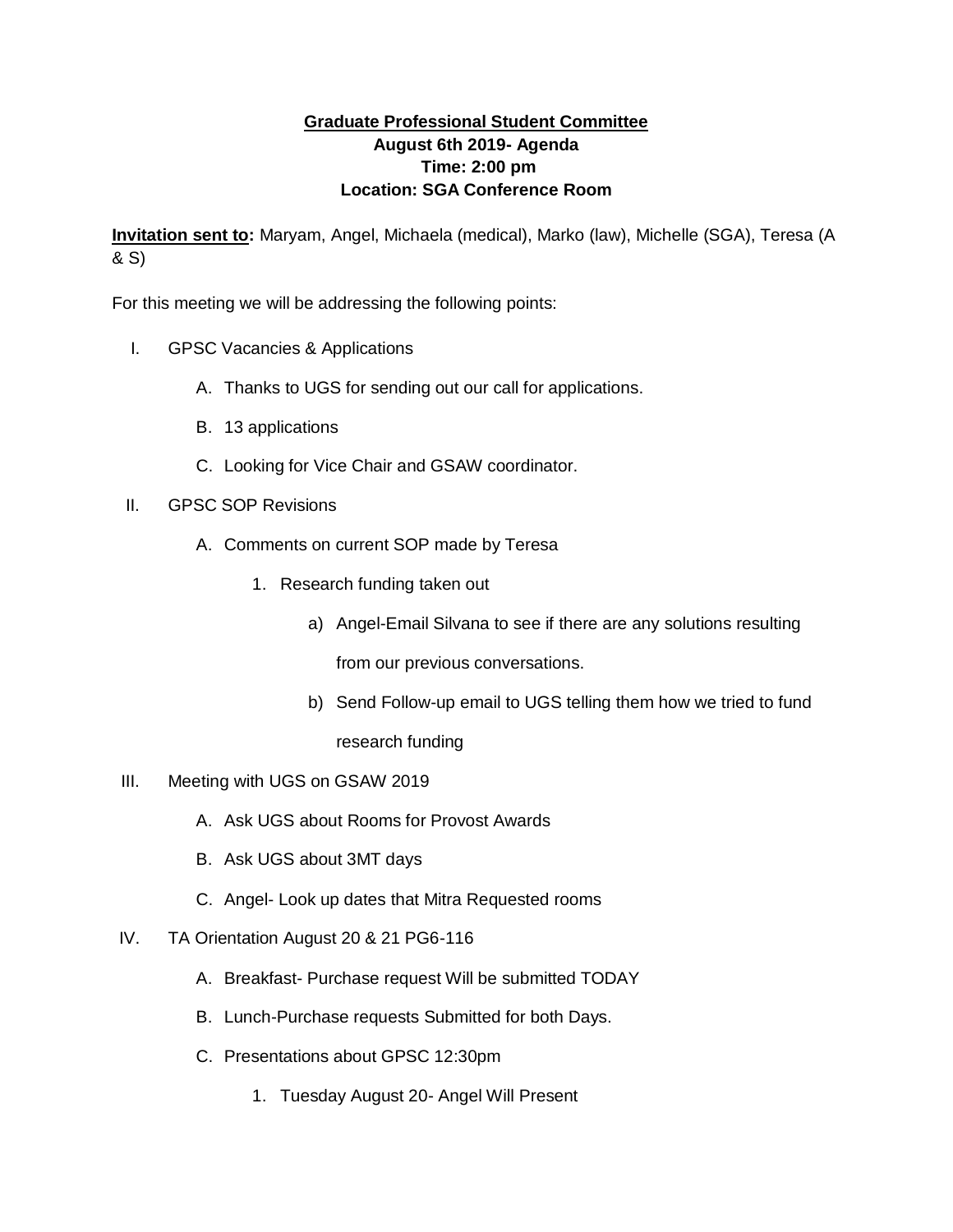**<u>Graduate Professional Student Committee</u>**
**August 6th 2019- Agenda**
**Time: 2:00 pm**
**Location: SGA Conference Room**

**<u>Invitation sent to</u>:** Maryam, Angel, Michaela (medical), Marko (law), Michelle (SGA), Teresa (A & S)

For this meeting we will be addressing the following points:

I. GPSC Vacancies & Applications
    A. Thanks to UGS for sending out our call for applications.
    B. 13 applications
    C. Looking for Vice Chair and GSAW coordinator.
II. GPSC SOP Revisions
    A. Comments on current SOP made by Teresa
        1. Research funding taken out
            a) Angel-Email Silvana to see if there are any solutions resulting from our previous conversations.
            b) Send Follow-up email to UGS telling them how we tried to fund research funding
III. Meeting with UGS on GSAW 2019
    A. Ask UGS about Rooms for Provost Awards
    B. Ask UGS about 3MT days
    C. Angel- Look up dates that Mitra Requested rooms
IV. TA Orientation August 20 & 21 PG6-116
    A. Breakfast- Purchase request Will be submitted TODAY
    B. Lunch-Purchase requests Submitted for both Days.
    C. Presentations about GPSC 12:30pm
        1. Tuesday August 20- Angel Will Present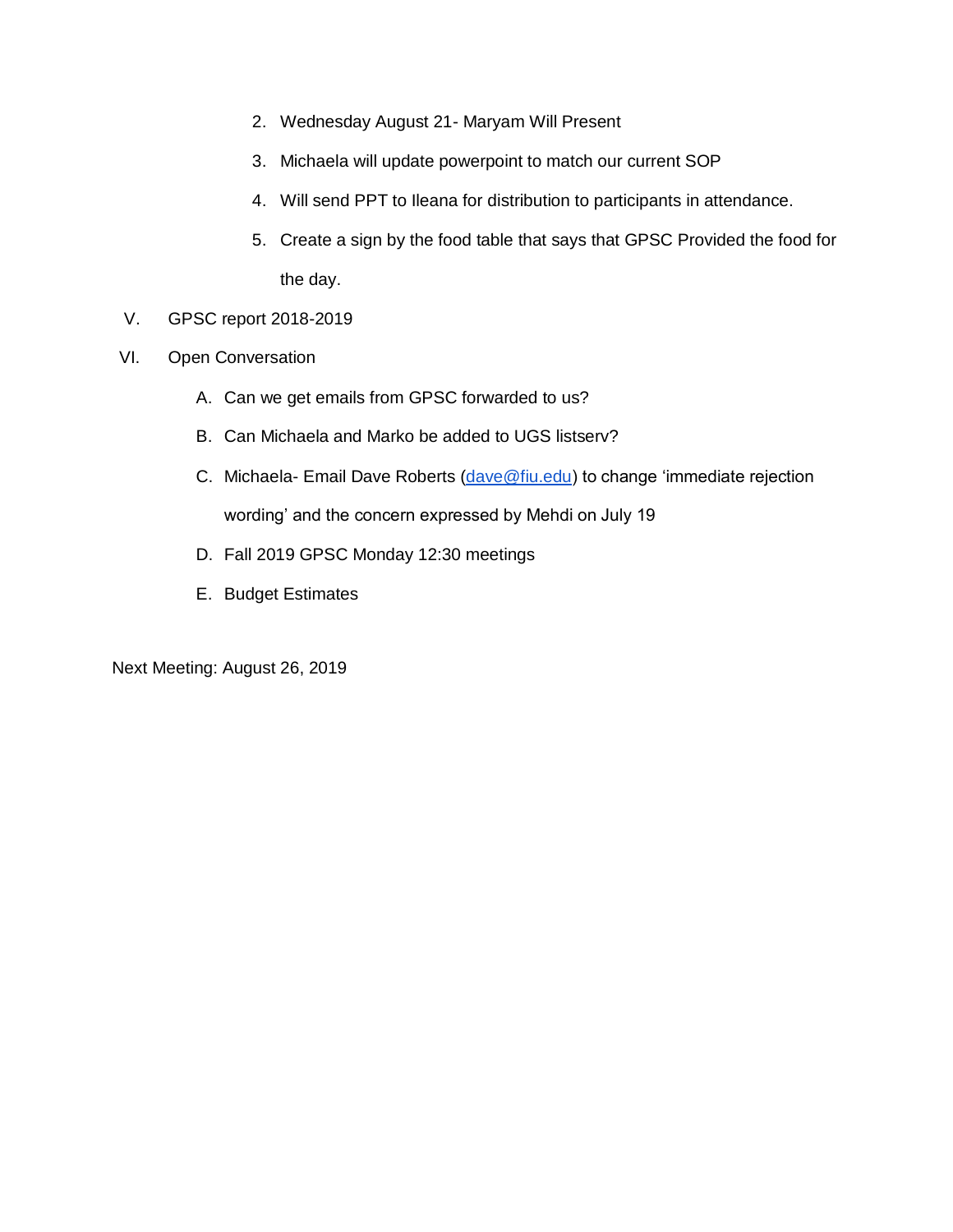2. Wednesday August 21- Maryam Will Present
3. Michaela will update powerpoint to match our current SOP
4. Will send PPT to Ileana for distribution to participants in attendance.
5. Create a sign by the food table that says that GPSC Provided the food for the day.

V. GPSC report 2018-2019

VI. Open Conversation

A. Can we get emails from GPSC forwarded to us?

B. Can Michaela and Marko be added to UGS listserv?

C. Michaela- Email Dave Roberts (dave@fiu.edu) to change 'immediate rejection wording' and the concern expressed by Mehdi on July 19

D. Fall 2019 GPSC Monday 12:30 meetings

E. Budget Estimates

Next Meeting: August 26, 2019